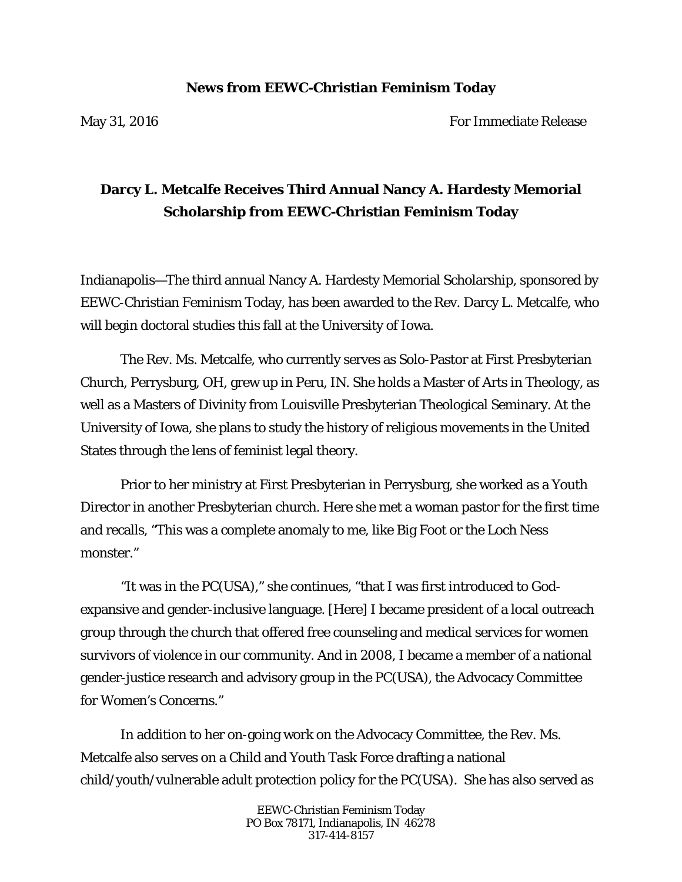**News from EEWC-Christian Feminism Today**

May 31, 2016 For Immediate Release

## Darcy L. Metcalfe Receives Third Annual Nancy A. Hardesty Memorial Scholarship from EEWC-Christian Feminism Today

Indianapolis—The third annual Nancy A. Hardesty Memorial Scholarship, sponsored by EEWC-Christian Feminism Today, has been awarded to the Rev. Darcy L. Metcalfe, who will begin doctoral studies this fall at the University of Iowa.

The Rev. Ms. Metcalfe, who currently serves as Solo-Pastor at First Presbyterian Church, Perrysburg, OH, grew up in Peru, IN. She holds a Master of Arts in Theology, as well as a Masters of Divinity from Louisville Presbyterian Theological Seminary. At the University of Iowa, she plans to study the history of religious movements in the United States through the lens of feminist legal theory.

Prior to her ministry at First Presbyterian in Perrysburg, she worked as a Youth Director in another Presbyterian church. Here she met a woman pastor for the first time and recalls, "This was a complete anomaly to me, like Big Foot or the Loch Ness monster."

"It was in the PC(USA)," she continues, "that I was first introduced to God-expansive and gender-inclusive language. [Here] I became president of a local outreach group through the church that offered free counseling and medical services for women survivors of violence in our community. And in 2008, I became a member of a national gender-justice research and advisory group in the PC(USA), the Advocacy Committee for Women's Concerns."

In addition to her on-going work on the Advocacy Committee, the Rev. Ms. Metcalfe also serves on a Child and Youth Task Force drafting a national child/youth/vulnerable adult protection policy for the PC(USA). She has also served as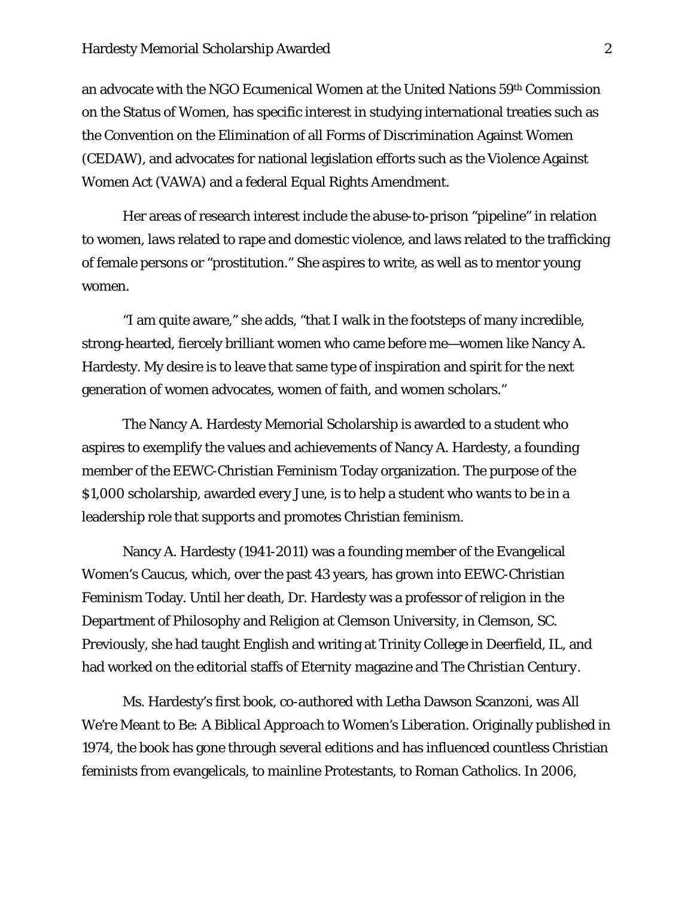an advocate with the NGO Ecumenical Women at the United Nations 59th Commission on the Status of Women, has specific interest in studying international treaties such as the Convention on the Elimination of all Forms of Discrimination Against Women (CEDAW), and advocates for national legislation efforts such as the Violence Against Women Act (VAWA) and a federal Equal Rights Amendment.

Her areas of research interest include the abuse-to-prison "pipeline" in relation to women, laws related to rape and domestic violence, and laws related to the trafficking of female persons or "prostitution." She aspires to write, as well as to mentor young women.

"I am quite aware," she adds, "that I walk in the footsteps of many incredible, strong-hearted, fiercely brilliant women who came before me—women like Nancy A. Hardesty. My desire is to leave that same type of inspiration and spirit for the next generation of women advocates, women of faith, and women scholars."

The Nancy A. Hardesty Memorial Scholarship is awarded to a student who aspires to exemplify the values and achievements of Nancy A. Hardesty, a founding member of the EEWC-Christian Feminism Today organization. The purpose of the $1,000 scholarship, awarded every June, is to help a student who wants to be in a leadership role that supports and promotes Christian feminism.

Nancy A. Hardesty (1941-2011) was a founding member of the Evangelical Women's Caucus, which, over the past 43 years, has grown into EEWC-Christian Feminism Today. Until her death, Dr. Hardesty was a professor of religion in the Department of Philosophy and Religion at Clemson University, in Clemson, SC. Previously, she had taught English and writing at Trinity College in Deerfield, IL, and had worked on the editorial staffs of *Eternity* magazine and *The Christian Century*.

Ms. Hardesty's first book, co-authored with Letha Dawson Scanzoni, was *All We're Meant to Be: A Biblical Approach to Women's Liberation*. Originally published in 1974, the book has gone through several editions and has influenced countless Christian feminists from evangelicals, to mainline Protestants, to Roman Catholics. In 2006,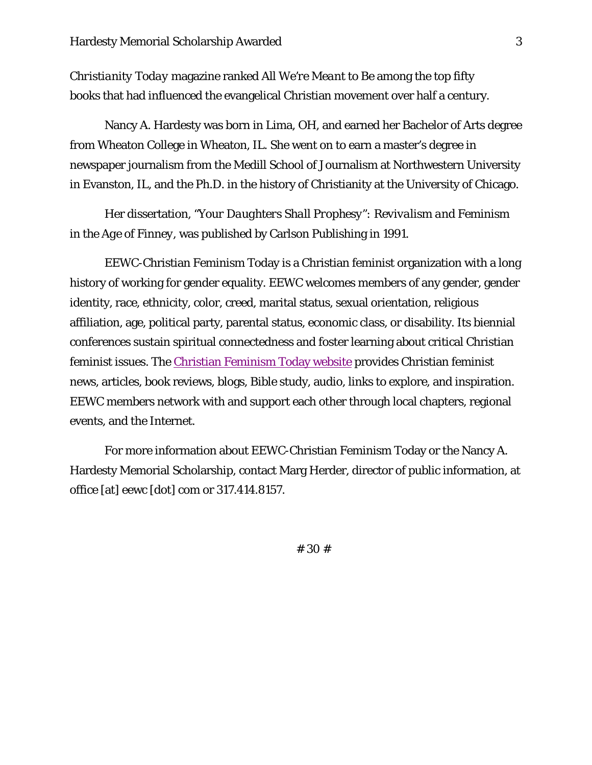*Christianity Today* magazine ranked *All We're Meant to Be* among the top fifty books that had influenced the evangelical Christian movement over half a century.

Nancy A. Hardesty was born in Lima, OH, and earned her Bachelor of Arts degree from Wheaton College in Wheaton, IL. She went on to earn a master's degree in newspaper journalism from the Medill School of Journalism at Northwestern University in Evanston, IL, and the Ph.D. in the history of Christianity at the University of Chicago.

Her dissertation, *"Your Daughters Shall Prophesy": Revivalism and Feminism in the Age of Finney*, was published by Carlson Publishing in 1991.

EEWC-Christian Feminism Today is a Christian feminist organization with a long history of working for gender equality. EEWC welcomes members of any gender, gender identity, race, ethnicity, color, creed, marital status, sexual orientation, religious affiliation, age, political party, parental status, economic class, or disability. Its biennial conferences sustain spiritual connectedness and foster learning about critical Christian feminist issues. The Christian Feminism Today website provides Christian feminist news, articles, book reviews, blogs, Bible study, audio, links to explore, and inspiration. EEWC members network with and support each other through local chapters, regional events, and the Internet.

For more information about EEWC-Christian Feminism Today or the Nancy A. Hardesty Memorial Scholarship, contact Marg Herder, director of public information, at office [at] eewc [dot] com or 317.414.8157.

# 30 #